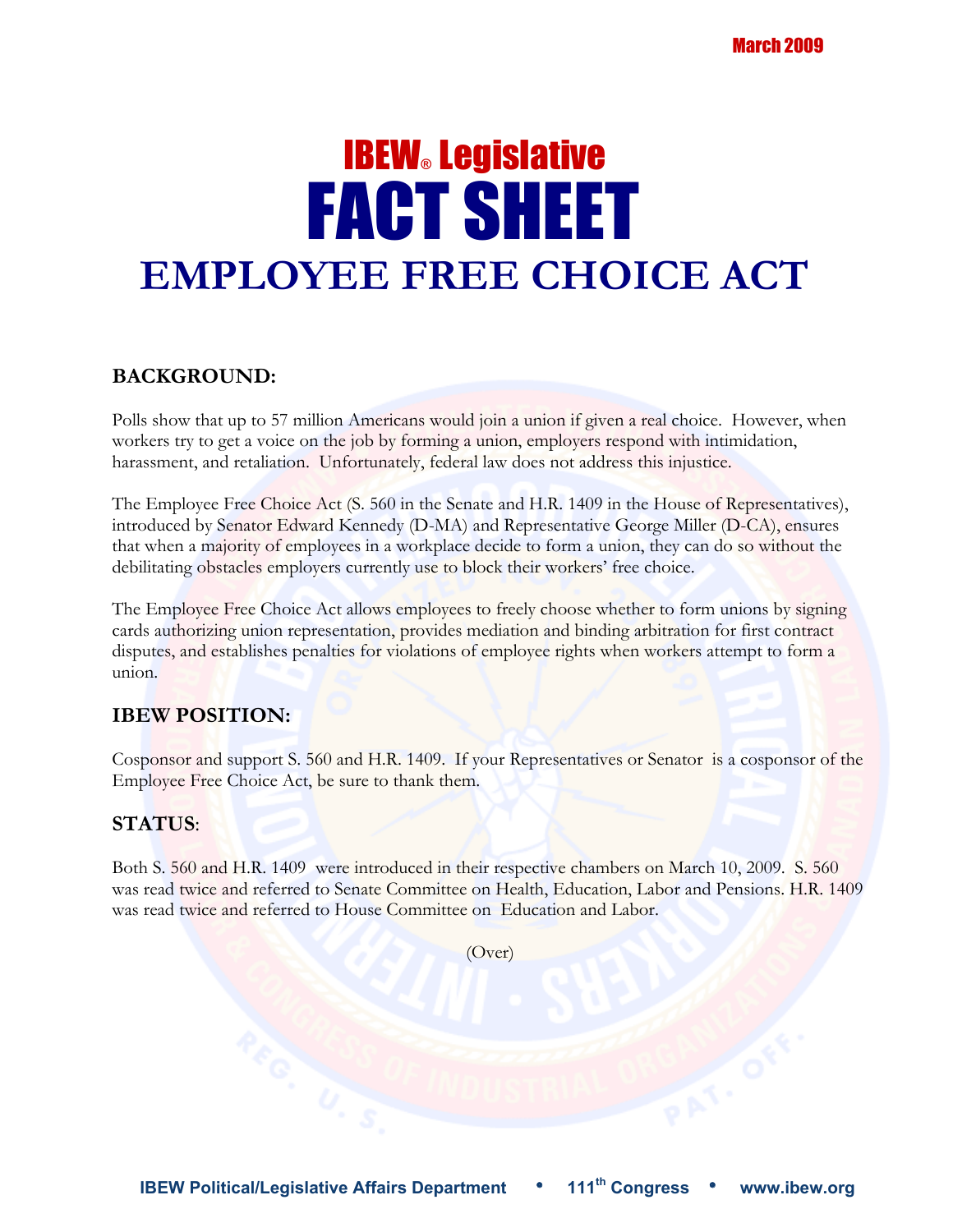March 2009

# IBEW® Legislative FACT SHEET

# EMPLOYEE FREE CHOICE ACT

## BACKGROUND:

Polls show that up to 57 million Americans would join a union if given a real choice. However, when workers try to get a voice on the job by forming a union, employers respond with intimidation, harassment, and retaliation. Unfortunately, federal law does not address this injustice.

The Employee Free Choice Act (S. 560 in the Senate and H.R. 1409 in the House of Representatives), introduced by Senator Edward Kennedy (D-MA) and Representative George Miller (D-CA), ensures that when a majority of employees in a workplace decide to form a union, they can do so without the debilitating obstacles employers currently use to block their workers' free choice.

The Employee Free Choice Act allows employees to freely choose whether to form unions by signing cards authorizing union representation, provides mediation and binding arbitration for first contract disputes, and establishes penalties for violations of employee rights when workers attempt to form a union.

## IBEW POSITION:

Cosponsor and support S. 560 and H.R. 1409. If your Representatives or Senator is a cosponsor of the Employee Free Choice Act, be sure to thank them.

## STATUS:

Both S. 560 and H.R. 1409 were introduced in their respective chambers on March 10, 2009. S. 560 was read twice and referred to Senate Committee on Health, Education, Labor and Pensions. H.R. 1409 was read twice and referred to House Committee on Education and Labor.

(Over)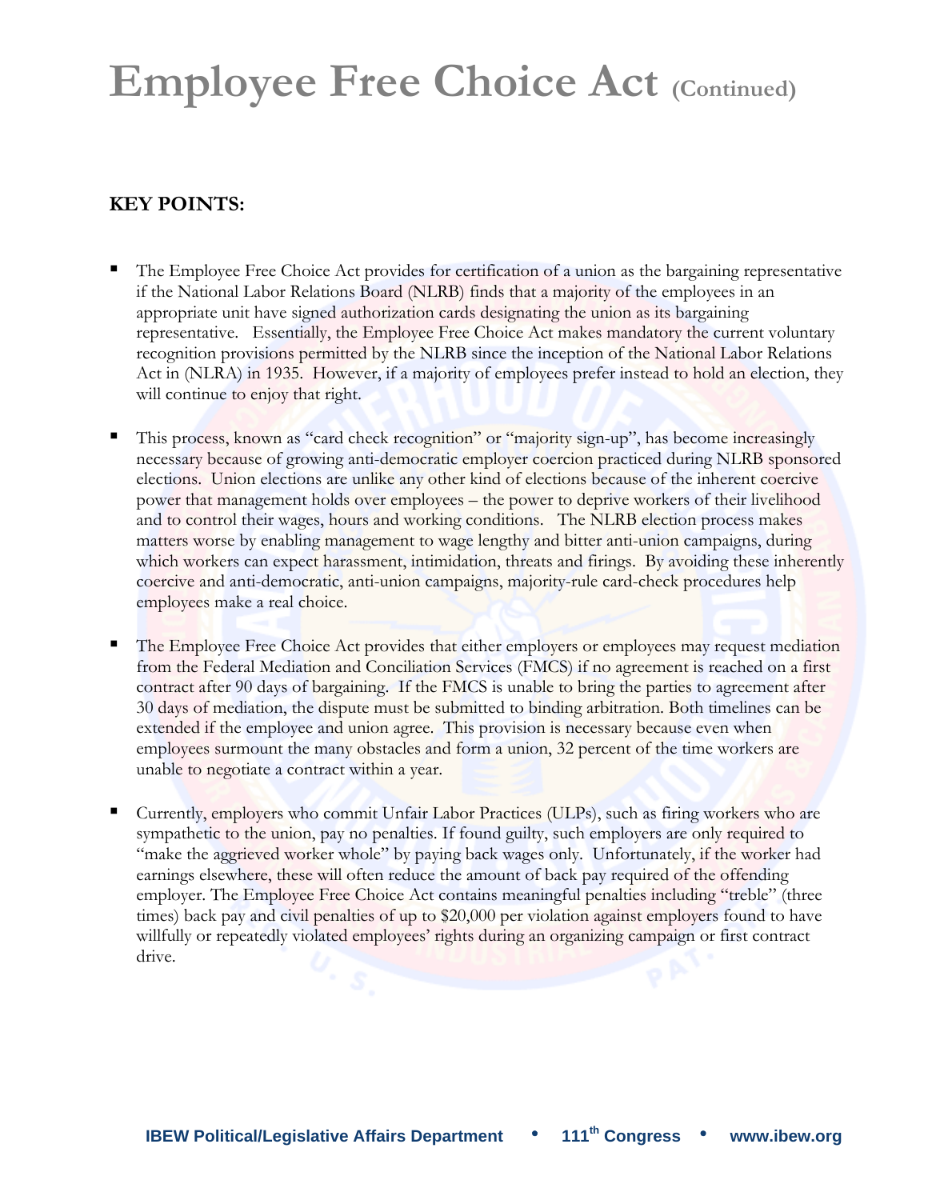# Employee Free Choice Act (Continued)

**KEY POINTS:**

- The Employee Free Choice Act provides for certification of a union as the bargaining representative if the National Labor Relations Board (NLRB) finds that a majority of the employees in an appropriate unit have signed authorization cards designating the union as its bargaining representative. Essentially, the Employee Free Choice Act makes mandatory the current voluntary recognition provisions permitted by the NLRB since the inception of the National Labor Relations Act in (NLRA) in 1935. However, if a majority of employees prefer instead to hold an election, they will continue to enjoy that right.

- This process, known as "card check recognition" or "majority sign-up", has become increasingly necessary because of growing anti-democratic employer coercion practiced during NLRB sponsored elections. Union elections are unlike any other kind of elections because of the inherent coercive power that management holds over employees – the power to deprive workers of their livelihood and to control their wages, hours and working conditions. The NLRB election process makes matters worse by enabling management to wage lengthy and bitter anti-union campaigns, during which workers can expect harassment, intimidation, threats and firings. By avoiding these inherently coercive and anti-democratic, anti-union campaigns, majority-rule card-check procedures help employees make a real choice.

- The Employee Free Choice Act provides that either employers or employees may request mediation from the Federal Mediation and Conciliation Services (FMCS) if no agreement is reached on a first contract after 90 days of bargaining. If the FMCS is unable to bring the parties to agreement after 30 days of mediation, the dispute must be submitted to binding arbitration. Both timelines can be extended if the employee and union agree. This provision is necessary because even when employees surmount the many obstacles and form a union, 32 percent of the time workers are unable to negotiate a contract within a year.

- Currently, employers who commit Unfair Labor Practices (ULPs), such as firing workers who are sympathetic to the union, pay no penalties. If found guilty, such employers are only required to "make the aggrieved worker whole" by paying back wages only. Unfortunately, if the worker had earnings elsewhere, these will often reduce the amount of back pay required of the offending employer. The Employee Free Choice Act contains meaningful penalties including "treble" (three times) back pay and civil penalties of up to $20,000 per violation against employers found to have willfully or repeatedly violated employees' rights during an organizing campaign or first contract drive.